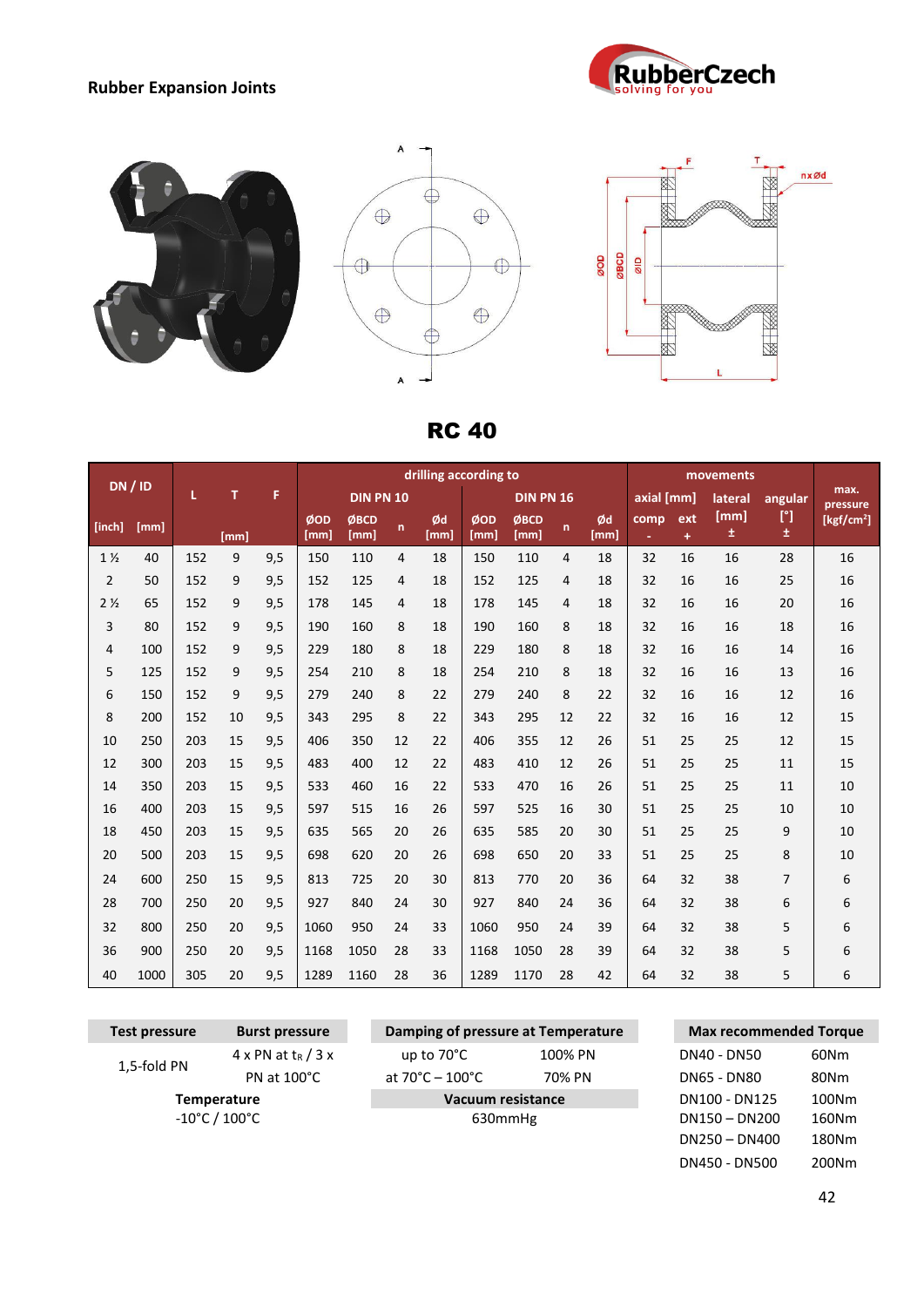## Rubber Expansion Joints

# RC 40

| DN / ID | | L | T | F | drilling according to | | | | | | | | movements | | | | max. pressure |
|---|---|---|---|---|---|---|---|---|---|---|---|---|---|---|---|---|---|
| | | | | | DIN PN 10 | | | | DIN PN 16 | | | | axial [mm] | | lateral [mm] | angular [°] | |
| [inch] | [mm] | | [mm] | | ØOD [mm] | ØBCD [mm] | n | Ød [mm] | ØOD [mm] | ØBCD [mm] | n | Ød [mm] | comp - | ext + | ± | ± | [kgf/cm²] |
| 1 ½ | 40 | 152 | 9 | 9,5 | 150 | 110 | 4 | 18 | 150 | 110 | 4 | 18 | 32 | 16 | 16 | 28 | 16 |
| 2 | 50 | 152 | 9 | 9,5 | 152 | 125 | 4 | 18 | 152 | 125 | 4 | 18 | 32 | 16 | 16 | 25 | 16 |
| 2 ½ | 65 | 152 | 9 | 9,5 | 178 | 145 | 4 | 18 | 178 | 145 | 4 | 18 | 32 | 16 | 16 | 20 | 16 |
| 3 | 80 | 152 | 9 | 9,5 | 190 | 160 | 8 | 18 | 190 | 160 | 8 | 18 | 32 | 16 | 16 | 18 | 16 |
| 4 | 100 | 152 | 9 | 9,5 | 229 | 180 | 8 | 18 | 229 | 180 | 8 | 18 | 32 | 16 | 16 | 14 | 16 |
| 5 | 125 | 152 | 9 | 9,5 | 254 | 210 | 8 | 18 | 254 | 210 | 8 | 18 | 32 | 16 | 16 | 13 | 16 |
| 6 | 150 | 152 | 9 | 9,5 | 279 | 240 | 8 | 22 | 279 | 240 | 8 | 22 | 32 | 16 | 16 | 12 | 16 |
| 8 | 200 | 152 | 10 | 9,5 | 343 | 295 | 8 | 22 | 343 | 295 | 12 | 22 | 32 | 16 | 16 | 12 | 15 |
| 10 | 250 | 203 | 15 | 9,5 | 406 | 350 | 12 | 22 | 406 | 355 | 12 | 26 | 51 | 25 | 25 | 12 | 15 |
| 12 | 300 | 203 | 15 | 9,5 | 483 | 400 | 12 | 22 | 483 | 410 | 12 | 26 | 51 | 25 | 25 | 11 | 15 |
| 14 | 350 | 203 | 15 | 9,5 | 533 | 460 | 16 | 22 | 533 | 470 | 16 | 26 | 51 | 25 | 25 | 11 | 10 |
| 16 | 400 | 203 | 15 | 9,5 | 597 | 515 | 16 | 26 | 597 | 525 | 16 | 30 | 51 | 25 | 25 | 10 | 10 |
| 18 | 450 | 203 | 15 | 9,5 | 635 | 565 | 20 | 26 | 635 | 585 | 20 | 30 | 51 | 25 | 25 | 9 | 10 |
| 20 | 500 | 203 | 15 | 9,5 | 698 | 620 | 20 | 26 | 698 | 650 | 20 | 33 | 51 | 25 | 25 | 8 | 10 |
| 24 | 600 | 250 | 15 | 9,5 | 813 | 725 | 20 | 30 | 813 | 770 | 20 | 36 | 64 | 32 | 38 | 7 | 6 |
| 28 | 700 | 250 | 20 | 9,5 | 927 | 840 | 24 | 30 | 927 | 840 | 24 | 36 | 64 | 32 | 38 | 6 | 6 |
| 32 | 800 | 250 | 20 | 9,5 | 1060 | 950 | 24 | 33 | 1060 | 950 | 24 | 39 | 64 | 32 | 38 | 5 | 6 |
| 36 | 900 | 250 | 20 | 9,5 | 1168 | 1050 | 28 | 33 | 1168 | 1050 | 28 | 39 | 64 | 32 | 38 | 5 | 6 |
| 40 | 1000 | 305 | 20 | 9,5 | 1289 | 1160 | 28 | 36 | 1289 | 1170 | 28 | 42 | 64 | 32 | 38 | 5 | 6 |

| Test pressure | Burst pressure |
|---|---|
| 1,5-fold PN | 4 x PN at $t_R$ / 3 x PN at 100°C |
| **Temperature** | |
| -10°C / 100°C | |

| Damping of pressure at Temperature | |
|---|---|
| up to 70°C | 100% PN |
| at 70°C – 100°C | 70% PN |
| **Vacuum resistance** | |
| 630mmHg | |

| Max recommended Torque | |
|---|---|
| DN40 - DN50 | 60Nm |
| DN65 - DN80 | 80Nm |
| DN100 - DN125 | 100Nm |
| DN150 – DN200 | 160Nm |
| DN250 – DN400 | 180Nm |
| DN450 - DN500 | 200Nm |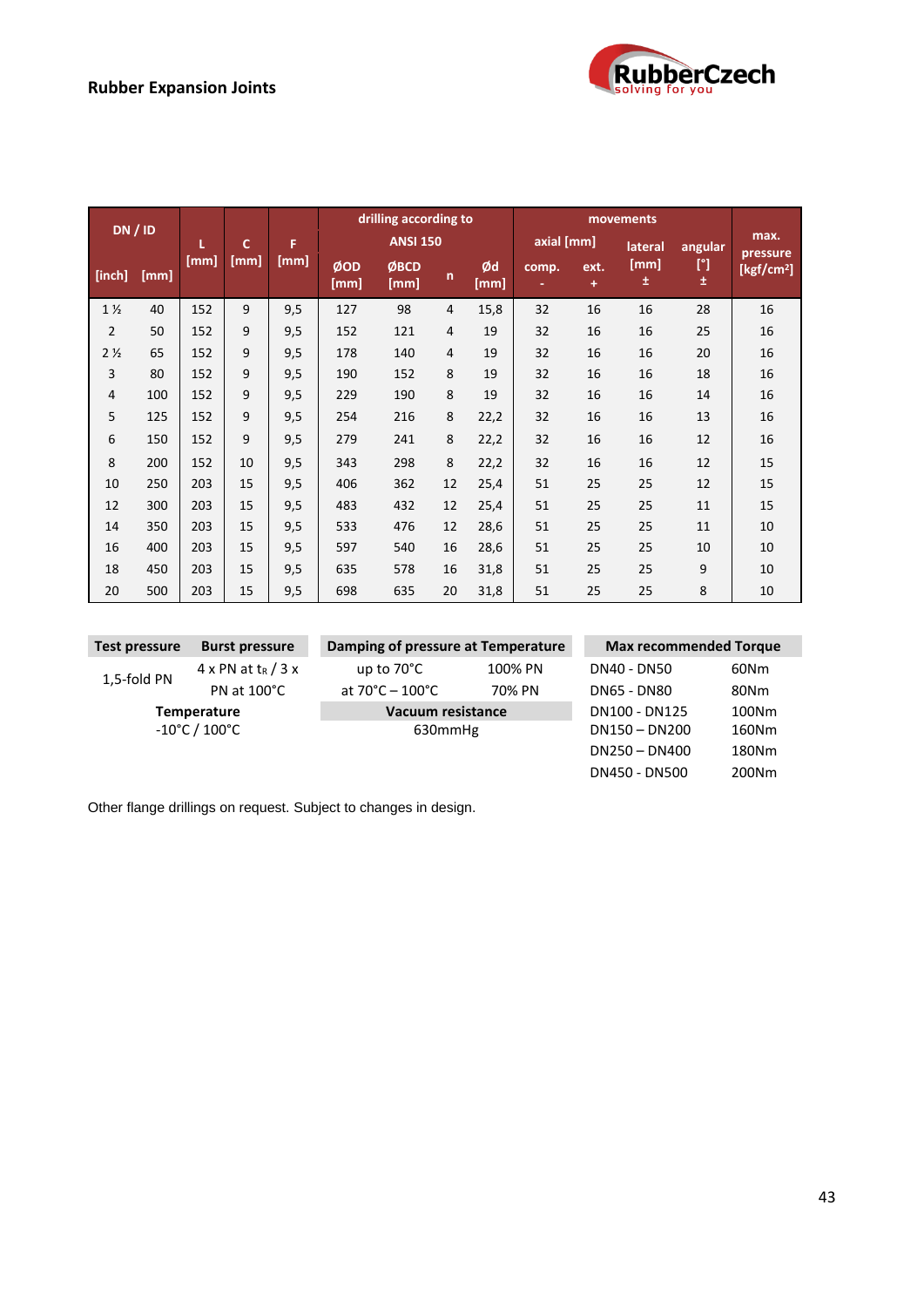Rubber Expansion Joints

RubberCzech
solving for you

| DN / ID | | L | C | F | drilling according to ANSI 150 | | | | movements | | | | max. pressure |
|---|---|---|---|---|---|---|---|---|---|---|---|---|---|
| | | | | | | | | | axial [mm] | | lateral | angular | |
| [inch] | [mm] | [mm] | [mm] | [mm] | ØOD [mm] | ØBCD [mm] | n | Ød [mm] | comp. - | ext. + | [mm] ± | [°] ± | [kgf/cm²] |
| 1 ½ | 40 | 152 | 9 | 9,5 | 127 | 98 | 4 | 15,8 | 32 | 16 | 16 | 28 | 16 |
| 2 | 50 | 152 | 9 | 9,5 | 152 | 121 | 4 | 19 | 32 | 16 | 16 | 25 | 16 |
| 2 ½ | 65 | 152 | 9 | 9,5 | 178 | 140 | 4 | 19 | 32 | 16 | 16 | 20 | 16 |
| 3 | 80 | 152 | 9 | 9,5 | 190 | 152 | 8 | 19 | 32 | 16 | 16 | 18 | 16 |
| 4 | 100 | 152 | 9 | 9,5 | 229 | 190 | 8 | 19 | 32 | 16 | 16 | 14 | 16 |
| 5 | 125 | 152 | 9 | 9,5 | 254 | 216 | 8 | 22,2 | 32 | 16 | 16 | 13 | 16 |
| 6 | 150 | 152 | 9 | 9,5 | 279 | 241 | 8 | 22,2 | 32 | 16 | 16 | 12 | 16 |
| 8 | 200 | 152 | 10 | 9,5 | 343 | 298 | 8 | 22,2 | 32 | 16 | 16 | 12 | 15 |
| 10 | 250 | 203 | 15 | 9,5 | 406 | 362 | 12 | 25,4 | 51 | 25 | 25 | 12 | 15 |
| 12 | 300 | 203 | 15 | 9,5 | 483 | 432 | 12 | 25,4 | 51 | 25 | 25 | 11 | 15 |
| 14 | 350 | 203 | 15 | 9,5 | 533 | 476 | 12 | 28,6 | 51 | 25 | 25 | 11 | 10 |
| 16 | 400 | 203 | 15 | 9,5 | 597 | 540 | 16 | 28,6 | 51 | 25 | 25 | 10 | 10 |
| 18 | 450 | 203 | 15 | 9,5 | 635 | 578 | 16 | 31,8 | 51 | 25 | 25 | 9 | 10 |
| 20 | 500 | 203 | 15 | 9,5 | 698 | 635 | 20 | 31,8 | 51 | 25 | 25 | 8 | 10 |

| Test pressure | Burst pressure |
|---|---|
| 1,5-fold PN | 4 x PN at $t_R$ / 3 x PN at 100°C |
| **Temperature** | |
| -10°C / 100°C | |

| Damping of pressure at Temperature | |
|---|---|
| up to 70°C | 100% PN |
| at 70°C – 100°C | 70% PN |
| **Vacuum resistance** | |
| 630mmHg | |

| Max recommended Torque | |
|---|---|
| DN40 - DN50 | 60Nm |
| DN65 - DN80 | 80Nm |
| DN100 - DN125 | 100Nm |
| DN150 – DN200 | 160Nm |
| DN250 – DN400 | 180Nm |
| DN450 - DN500 | 200Nm |

Other flange drillings on request. Subject to changes in design.